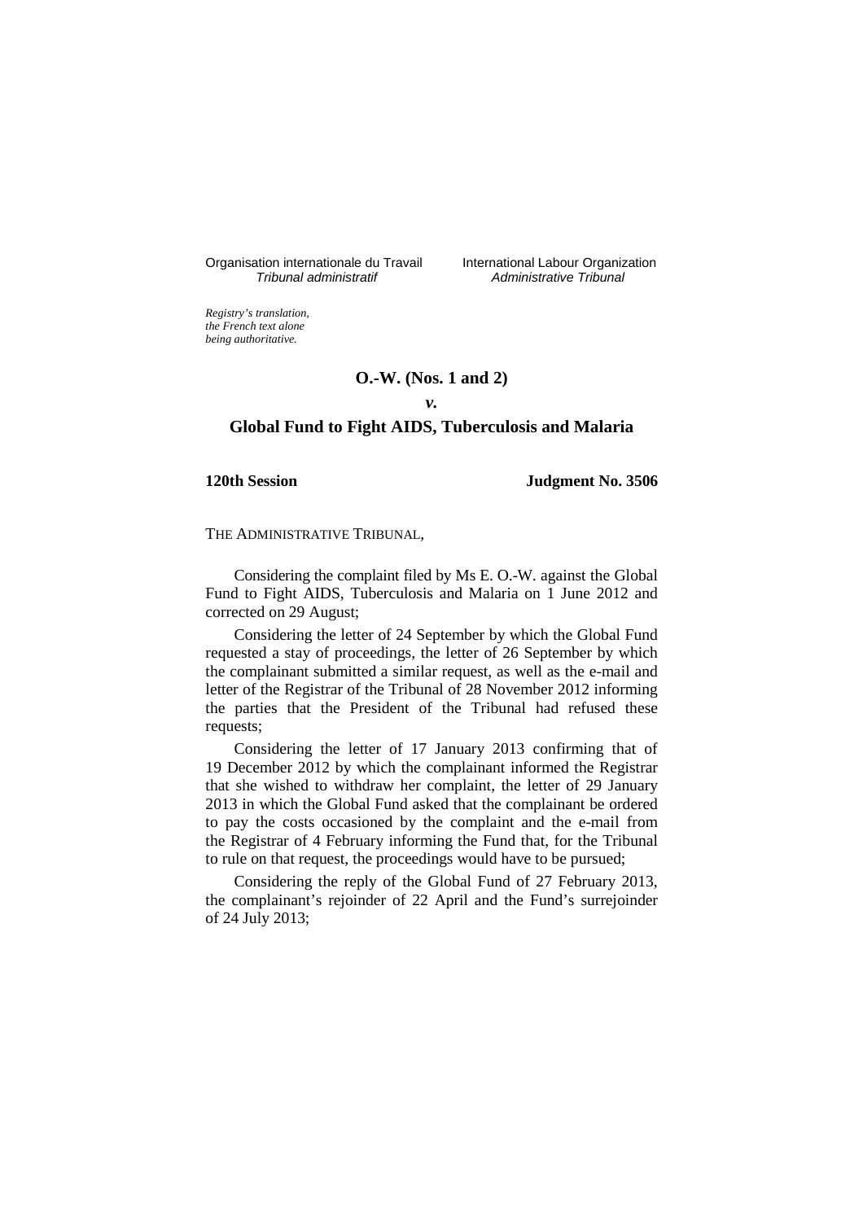Organisation internationale du Travail
*Tribunal administratif*

International Labour Organization
*Administrative Tribunal*

*Registry's translation, the French text alone being authoritative.*

**O.-W. (Nos. 1 and 2)**

***v.***

**Global Fund to Fight AIDS, Tuberculosis and Malaria**

**120th Session** **Judgment No. 3506**

THE ADMINISTRATIVE TRIBUNAL,

Considering the complaint filed by Ms E. O.-W. against the Global Fund to Fight AIDS, Tuberculosis and Malaria on 1 June 2012 and corrected on 29 August;

Considering the letter of 24 September by which the Global Fund requested a stay of proceedings, the letter of 26 September by which the complainant submitted a similar request, as well as the e-mail and letter of the Registrar of the Tribunal of 28 November 2012 informing the parties that the President of the Tribunal had refused these requests;

Considering the letter of 17 January 2013 confirming that of 19 December 2012 by which the complainant informed the Registrar that she wished to withdraw her complaint, the letter of 29 January 2013 in which the Global Fund asked that the complainant be ordered to pay the costs occasioned by the complaint and the e-mail from the Registrar of 4 February informing the Fund that, for the Tribunal to rule on that request, the proceedings would have to be pursued;

Considering the reply of the Global Fund of 27 February 2013, the complainant's rejoinder of 22 April and the Fund's surrejoinder of 24 July 2013;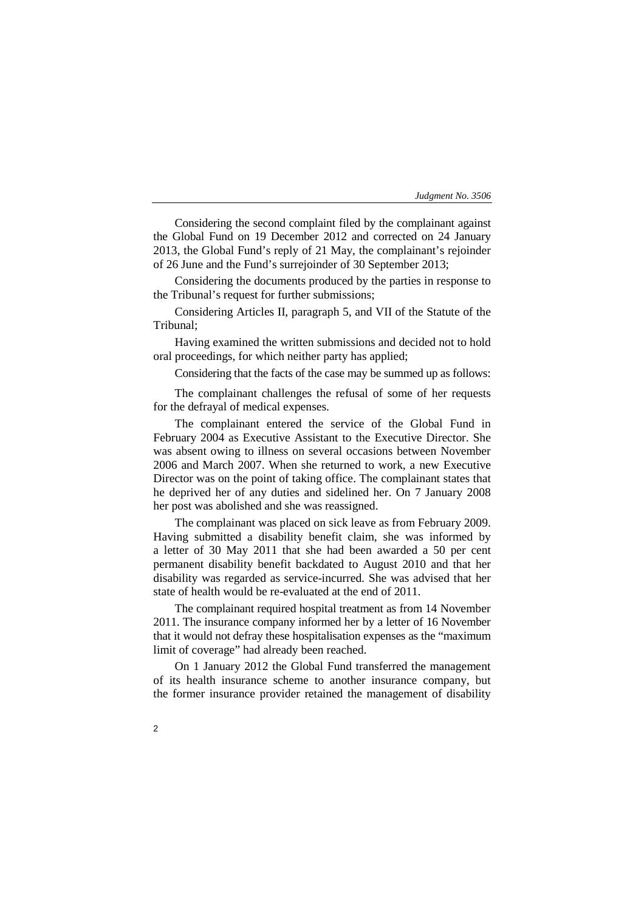Considering the second complaint filed by the complainant against the Global Fund on 19 December 2012 and corrected on 24 January 2013, the Global Fund's reply of 21 May, the complainant's rejoinder of 26 June and the Fund's surrejoinder of 30 September 2013;

Considering the documents produced by the parties in response to the Tribunal's request for further submissions;

Considering Articles II, paragraph 5, and VII of the Statute of the Tribunal;

Having examined the written submissions and decided not to hold oral proceedings, for which neither party has applied;

Considering that the facts of the case may be summed up as follows:

The complainant challenges the refusal of some of her requests for the defrayal of medical expenses.

The complainant entered the service of the Global Fund in February 2004 as Executive Assistant to the Executive Director. She was absent owing to illness on several occasions between November 2006 and March 2007. When she returned to work, a new Executive Director was on the point of taking office. The complainant states that he deprived her of any duties and sidelined her. On 7 January 2008 her post was abolished and she was reassigned.

The complainant was placed on sick leave as from February 2009. Having submitted a disability benefit claim, she was informed by a letter of 30 May 2011 that she had been awarded a 50 per cent permanent disability benefit backdated to August 2010 and that her disability was regarded as service-incurred. She was advised that her state of health would be re-evaluated at the end of 2011.

The complainant required hospital treatment as from 14 November 2011. The insurance company informed her by a letter of 16 November that it would not defray these hospitalisation expenses as the "maximum limit of coverage" had already been reached.

On 1 January 2012 the Global Fund transferred the management of its health insurance scheme to another insurance company, but the former insurance provider retained the management of disability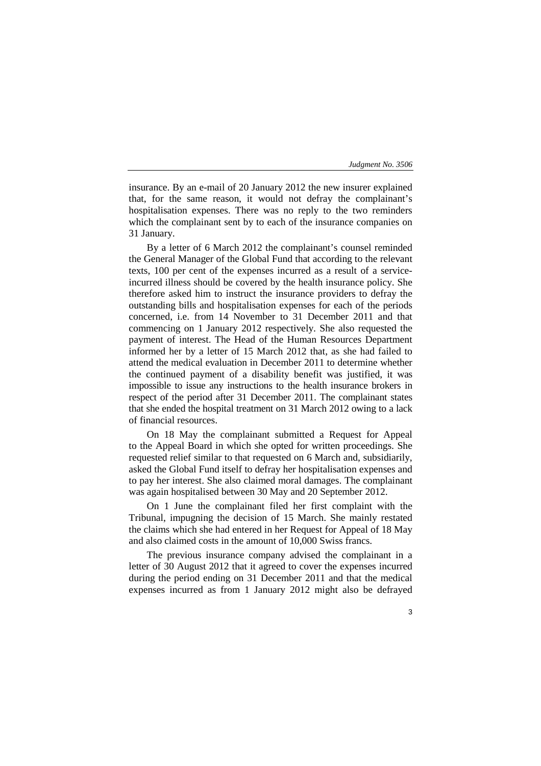insurance. By an e-mail of 20 January 2012 the new insurer explained that, for the same reason, it would not defray the complainant's hospitalisation expenses. There was no reply to the two reminders which the complainant sent by to each of the insurance companies on 31 January.

By a letter of 6 March 2012 the complainant's counsel reminded the General Manager of the Global Fund that according to the relevant texts, 100 per cent of the expenses incurred as a result of a service-incurred illness should be covered by the health insurance policy. She therefore asked him to instruct the insurance providers to defray the outstanding bills and hospitalisation expenses for each of the periods concerned, i.e. from 14 November to 31 December 2011 and that commencing on 1 January 2012 respectively. She also requested the payment of interest. The Head of the Human Resources Department informed her by a letter of 15 March 2012 that, as she had failed to attend the medical evaluation in December 2011 to determine whether the continued payment of a disability benefit was justified, it was impossible to issue any instructions to the health insurance brokers in respect of the period after 31 December 2011. The complainant states that she ended the hospital treatment on 31 March 2012 owing to a lack of financial resources.

On 18 May the complainant submitted a Request for Appeal to the Appeal Board in which she opted for written proceedings. She requested relief similar to that requested on 6 March and, subsidiarily, asked the Global Fund itself to defray her hospitalisation expenses and to pay her interest. She also claimed moral damages. The complainant was again hospitalised between 30 May and 20 September 2012.

On 1 June the complainant filed her first complaint with the Tribunal, impugning the decision of 15 March. She mainly restated the claims which she had entered in her Request for Appeal of 18 May and also claimed costs in the amount of 10,000 Swiss francs.

The previous insurance company advised the complainant in a letter of 30 August 2012 that it agreed to cover the expenses incurred during the period ending on 31 December 2011 and that the medical expenses incurred as from 1 January 2012 might also be defrayed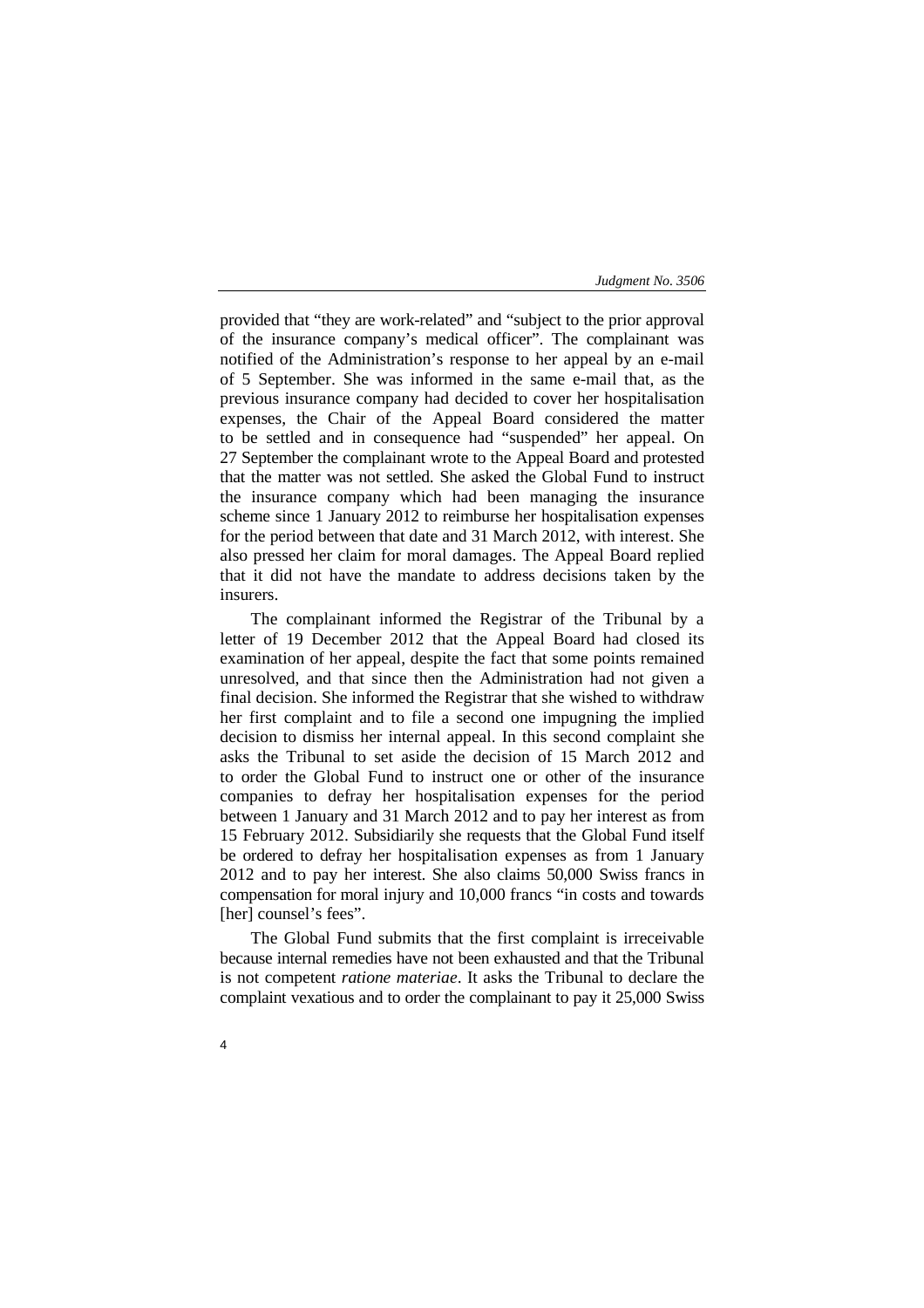provided that "they are work-related" and "subject to the prior approval of the insurance company's medical officer". The complainant was notified of the Administration's response to her appeal by an e-mail of 5 September. She was informed in the same e-mail that, as the previous insurance company had decided to cover her hospitalisation expenses, the Chair of the Appeal Board considered the matter to be settled and in consequence had "suspended" her appeal. On 27 September the complainant wrote to the Appeal Board and protested that the matter was not settled. She asked the Global Fund to instruct the insurance company which had been managing the insurance scheme since 1 January 2012 to reimburse her hospitalisation expenses for the period between that date and 31 March 2012, with interest. She also pressed her claim for moral damages. The Appeal Board replied that it did not have the mandate to address decisions taken by the insurers.

The complainant informed the Registrar of the Tribunal by a letter of 19 December 2012 that the Appeal Board had closed its examination of her appeal, despite the fact that some points remained unresolved, and that since then the Administration had not given a final decision. She informed the Registrar that she wished to withdraw her first complaint and to file a second one impugning the implied decision to dismiss her internal appeal. In this second complaint she asks the Tribunal to set aside the decision of 15 March 2012 and to order the Global Fund to instruct one or other of the insurance companies to defray her hospitalisation expenses for the period between 1 January and 31 March 2012 and to pay her interest as from 15 February 2012. Subsidiarily she requests that the Global Fund itself be ordered to defray her hospitalisation expenses as from 1 January 2012 and to pay her interest. She also claims 50,000 Swiss francs in compensation for moral injury and 10,000 francs "in costs and towards [her] counsel's fees".

The Global Fund submits that the first complaint is irreceivable because internal remedies have not been exhausted and that the Tribunal is not competent *ratione materiae*. It asks the Tribunal to declare the complaint vexatious and to order the complainant to pay it 25,000 Swiss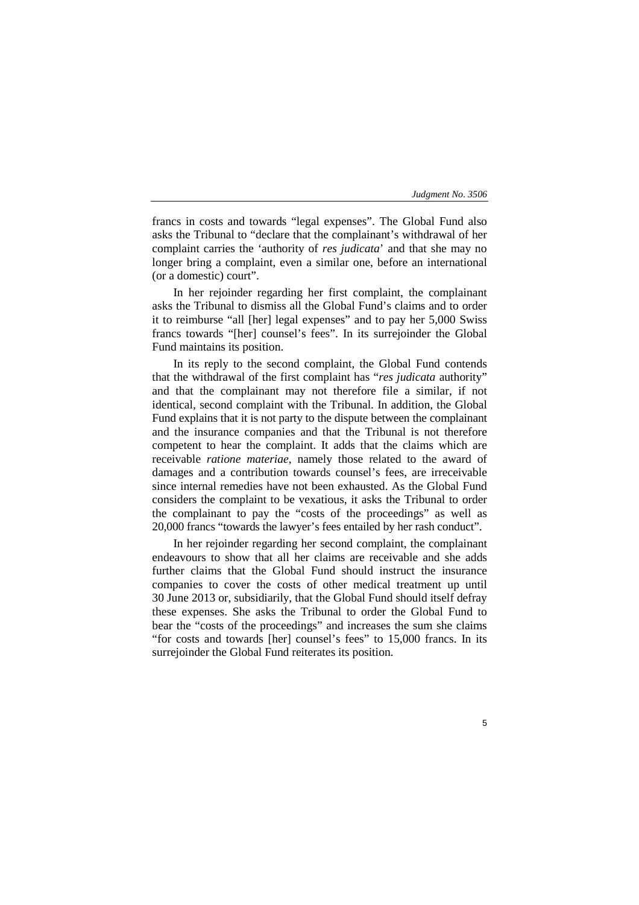francs in costs and towards "legal expenses". The Global Fund also asks the Tribunal to "declare that the complainant's withdrawal of her complaint carries the 'authority of *res judicata*' and that she may no longer bring a complaint, even a similar one, before an international (or a domestic) court".

In her rejoinder regarding her first complaint, the complainant asks the Tribunal to dismiss all the Global Fund's claims and to order it to reimburse "all [her] legal expenses" and to pay her 5,000 Swiss francs towards "[her] counsel's fees". In its surrejoinder the Global Fund maintains its position.

In its reply to the second complaint, the Global Fund contends that the withdrawal of the first complaint has "*res judicata* authority" and that the complainant may not therefore file a similar, if not identical, second complaint with the Tribunal. In addition, the Global Fund explains that it is not party to the dispute between the complainant and the insurance companies and that the Tribunal is not therefore competent to hear the complaint. It adds that the claims which are receivable *ratione materiae*, namely those related to the award of damages and a contribution towards counsel's fees, are irreceivable since internal remedies have not been exhausted. As the Global Fund considers the complaint to be vexatious, it asks the Tribunal to order the complainant to pay the "costs of the proceedings" as well as 20,000 francs "towards the lawyer's fees entailed by her rash conduct".

In her rejoinder regarding her second complaint, the complainant endeavours to show that all her claims are receivable and she adds further claims that the Global Fund should instruct the insurance companies to cover the costs of other medical treatment up until 30 June 2013 or, subsidiarily, that the Global Fund should itself defray these expenses. She asks the Tribunal to order the Global Fund to bear the "costs of the proceedings" and increases the sum she claims "for costs and towards [her] counsel's fees" to 15,000 francs. In its surrejoinder the Global Fund reiterates its position.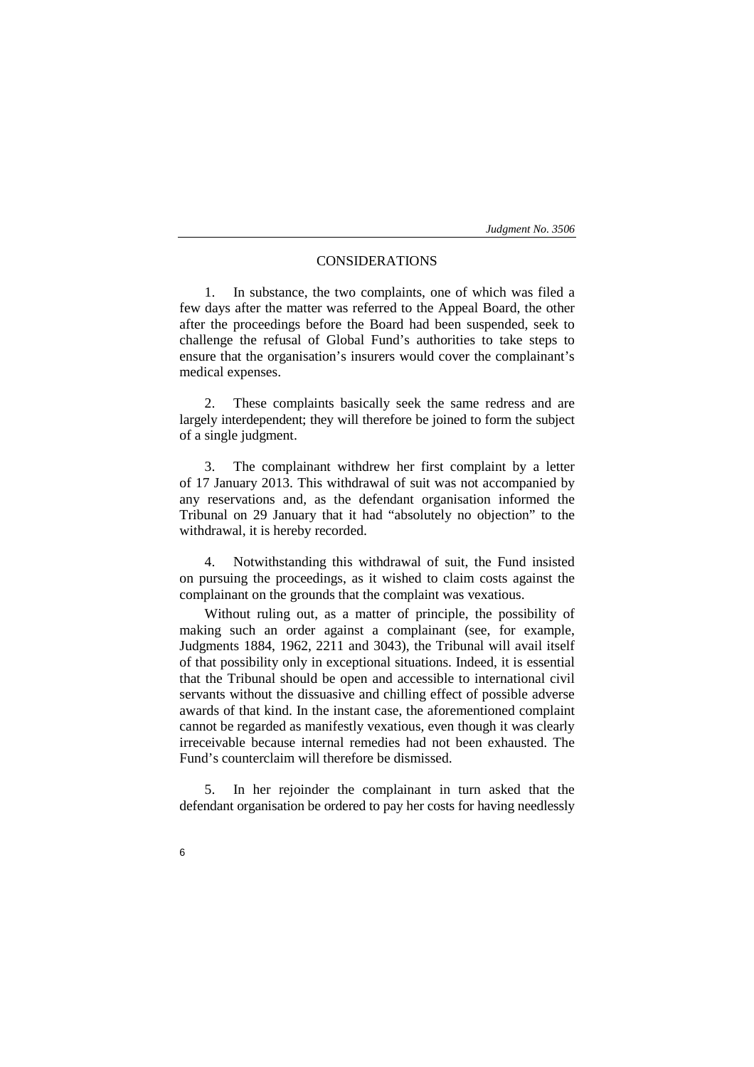## CONSIDERATIONS

1. In substance, the two complaints, one of which was filed a few days after the matter was referred to the Appeal Board, the other after the proceedings before the Board had been suspended, seek to challenge the refusal of Global Fund's authorities to take steps to ensure that the organisation's insurers would cover the complainant's medical expenses.

2. These complaints basically seek the same redress and are largely interdependent; they will therefore be joined to form the subject of a single judgment.

3. The complainant withdrew her first complaint by a letter of 17 January 2013. This withdrawal of suit was not accompanied by any reservations and, as the defendant organisation informed the Tribunal on 29 January that it had "absolutely no objection" to the withdrawal, it is hereby recorded.

4. Notwithstanding this withdrawal of suit, the Fund insisted on pursuing the proceedings, as it wished to claim costs against the complainant on the grounds that the complaint was vexatious.

Without ruling out, as a matter of principle, the possibility of making such an order against a complainant (see, for example, Judgments 1884, 1962, 2211 and 3043), the Tribunal will avail itself of that possibility only in exceptional situations. Indeed, it is essential that the Tribunal should be open and accessible to international civil servants without the dissuasive and chilling effect of possible adverse awards of that kind. In the instant case, the aforementioned complaint cannot be regarded as manifestly vexatious, even though it was clearly irreceivable because internal remedies had not been exhausted. The Fund's counterclaim will therefore be dismissed.

5. In her rejoinder the complainant in turn asked that the defendant organisation be ordered to pay her costs for having needlessly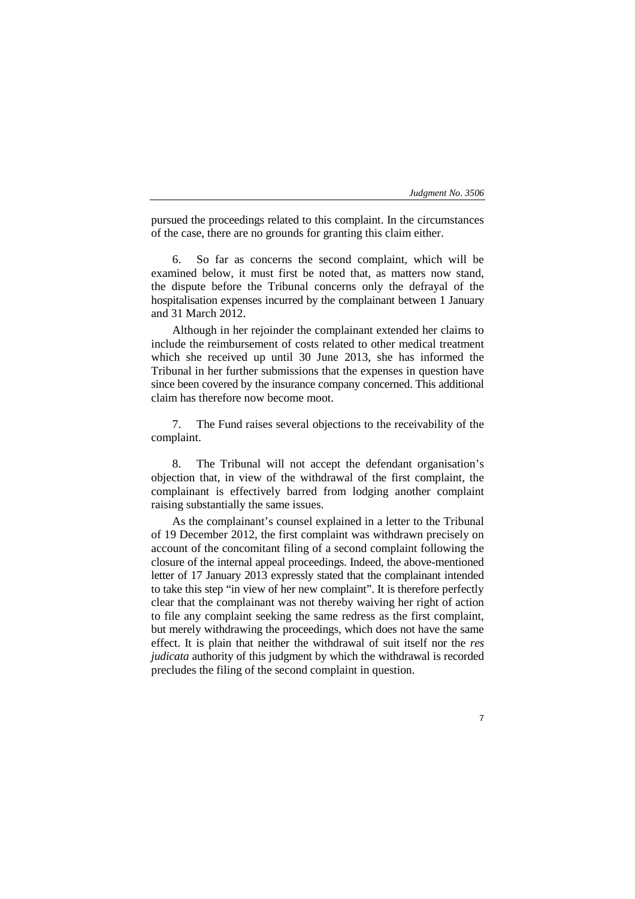pursued the proceedings related to this complaint. In the circumstances of the case, there are no grounds for granting this claim either.

6. So far as concerns the second complaint, which will be examined below, it must first be noted that, as matters now stand, the dispute before the Tribunal concerns only the defrayal of the hospitalisation expenses incurred by the complainant between 1 January and 31 March 2012.

Although in her rejoinder the complainant extended her claims to include the reimbursement of costs related to other medical treatment which she received up until 30 June 2013, she has informed the Tribunal in her further submissions that the expenses in question have since been covered by the insurance company concerned. This additional claim has therefore now become moot.

7. The Fund raises several objections to the receivability of the complaint.

8. The Tribunal will not accept the defendant organisation's objection that, in view of the withdrawal of the first complaint, the complainant is effectively barred from lodging another complaint raising substantially the same issues.

As the complainant's counsel explained in a letter to the Tribunal of 19 December 2012, the first complaint was withdrawn precisely on account of the concomitant filing of a second complaint following the closure of the internal appeal proceedings. Indeed, the above-mentioned letter of 17 January 2013 expressly stated that the complainant intended to take this step "in view of her new complaint". It is therefore perfectly clear that the complainant was not thereby waiving her right of action to file any complaint seeking the same redress as the first complaint, but merely withdrawing the proceedings, which does not have the same effect. It is plain that neither the withdrawal of suit itself nor the *res judicata* authority of this judgment by which the withdrawal is recorded precludes the filing of the second complaint in question.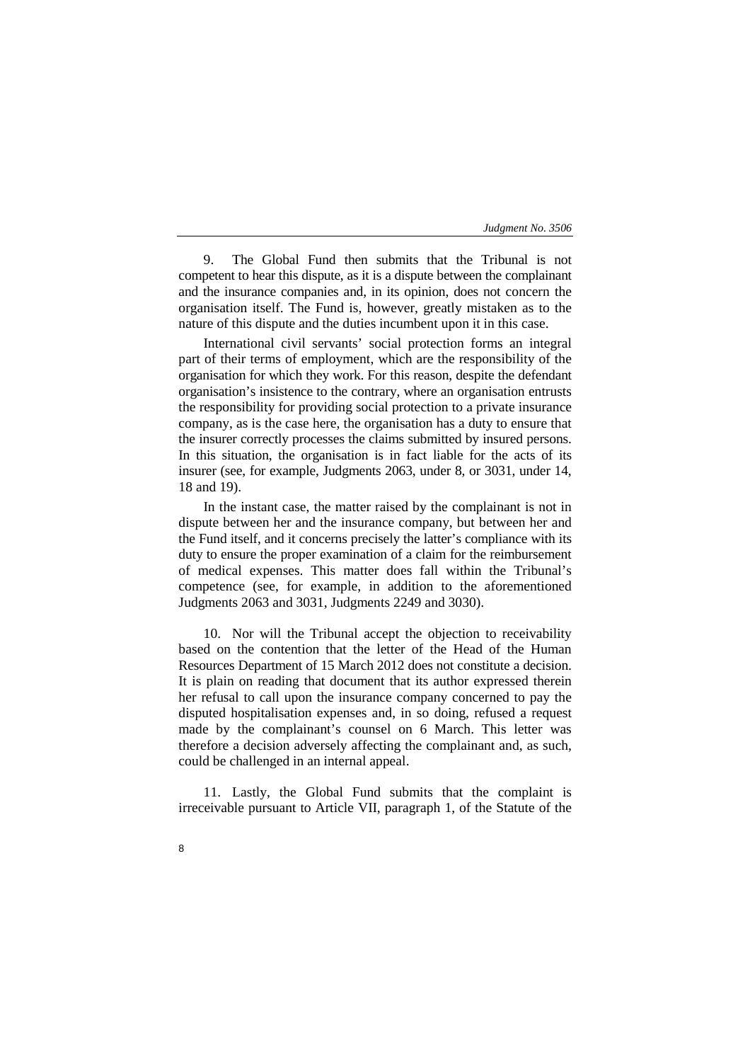9. The Global Fund then submits that the Tribunal is not competent to hear this dispute, as it is a dispute between the complainant and the insurance companies and, in its opinion, does not concern the organisation itself. The Fund is, however, greatly mistaken as to the nature of this dispute and the duties incumbent upon it in this case.

International civil servants' social protection forms an integral part of their terms of employment, which are the responsibility of the organisation for which they work. For this reason, despite the defendant organisation's insistence to the contrary, where an organisation entrusts the responsibility for providing social protection to a private insurance company, as is the case here, the organisation has a duty to ensure that the insurer correctly processes the claims submitted by insured persons. In this situation, the organisation is in fact liable for the acts of its insurer (see, for example, Judgments 2063, under 8, or 3031, under 14, 18 and 19).

In the instant case, the matter raised by the complainant is not in dispute between her and the insurance company, but between her and the Fund itself, and it concerns precisely the latter's compliance with its duty to ensure the proper examination of a claim for the reimbursement of medical expenses. This matter does fall within the Tribunal's competence (see, for example, in addition to the aforementioned Judgments 2063 and 3031, Judgments 2249 and 3030).

10. Nor will the Tribunal accept the objection to receivability based on the contention that the letter of the Head of the Human Resources Department of 15 March 2012 does not constitute a decision. It is plain on reading that document that its author expressed therein her refusal to call upon the insurance company concerned to pay the disputed hospitalisation expenses and, in so doing, refused a request made by the complainant's counsel on 6 March. This letter was therefore a decision adversely affecting the complainant and, as such, could be challenged in an internal appeal.

11. Lastly, the Global Fund submits that the complaint is irreceivable pursuant to Article VII, paragraph 1, of the Statute of the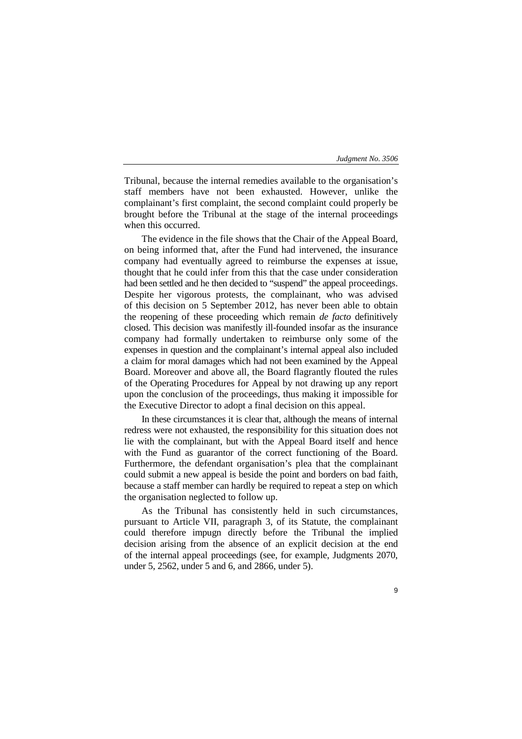Tribunal, because the internal remedies available to the organisation's staff members have not been exhausted. However, unlike the complainant's first complaint, the second complaint could properly be brought before the Tribunal at the stage of the internal proceedings when this occurred.

The evidence in the file shows that the Chair of the Appeal Board, on being informed that, after the Fund had intervened, the insurance company had eventually agreed to reimburse the expenses at issue, thought that he could infer from this that the case under consideration had been settled and he then decided to "suspend" the appeal proceedings. Despite her vigorous protests, the complainant, who was advised of this decision on 5 September 2012, has never been able to obtain the reopening of these proceeding which remain *de facto* definitively closed. This decision was manifestly ill-founded insofar as the insurance company had formally undertaken to reimburse only some of the expenses in question and the complainant's internal appeal also included a claim for moral damages which had not been examined by the Appeal Board. Moreover and above all, the Board flagrantly flouted the rules of the Operating Procedures for Appeal by not drawing up any report upon the conclusion of the proceedings, thus making it impossible for the Executive Director to adopt a final decision on this appeal.

In these circumstances it is clear that, although the means of internal redress were not exhausted, the responsibility for this situation does not lie with the complainant, but with the Appeal Board itself and hence with the Fund as guarantor of the correct functioning of the Board. Furthermore, the defendant organisation's plea that the complainant could submit a new appeal is beside the point and borders on bad faith, because a staff member can hardly be required to repeat a step on which the organisation neglected to follow up.

As the Tribunal has consistently held in such circumstances, pursuant to Article VII, paragraph 3, of its Statute, the complainant could therefore impugn directly before the Tribunal the implied decision arising from the absence of an explicit decision at the end of the internal appeal proceedings (see, for example, Judgments 2070, under 5, 2562, under 5 and 6, and 2866, under 5).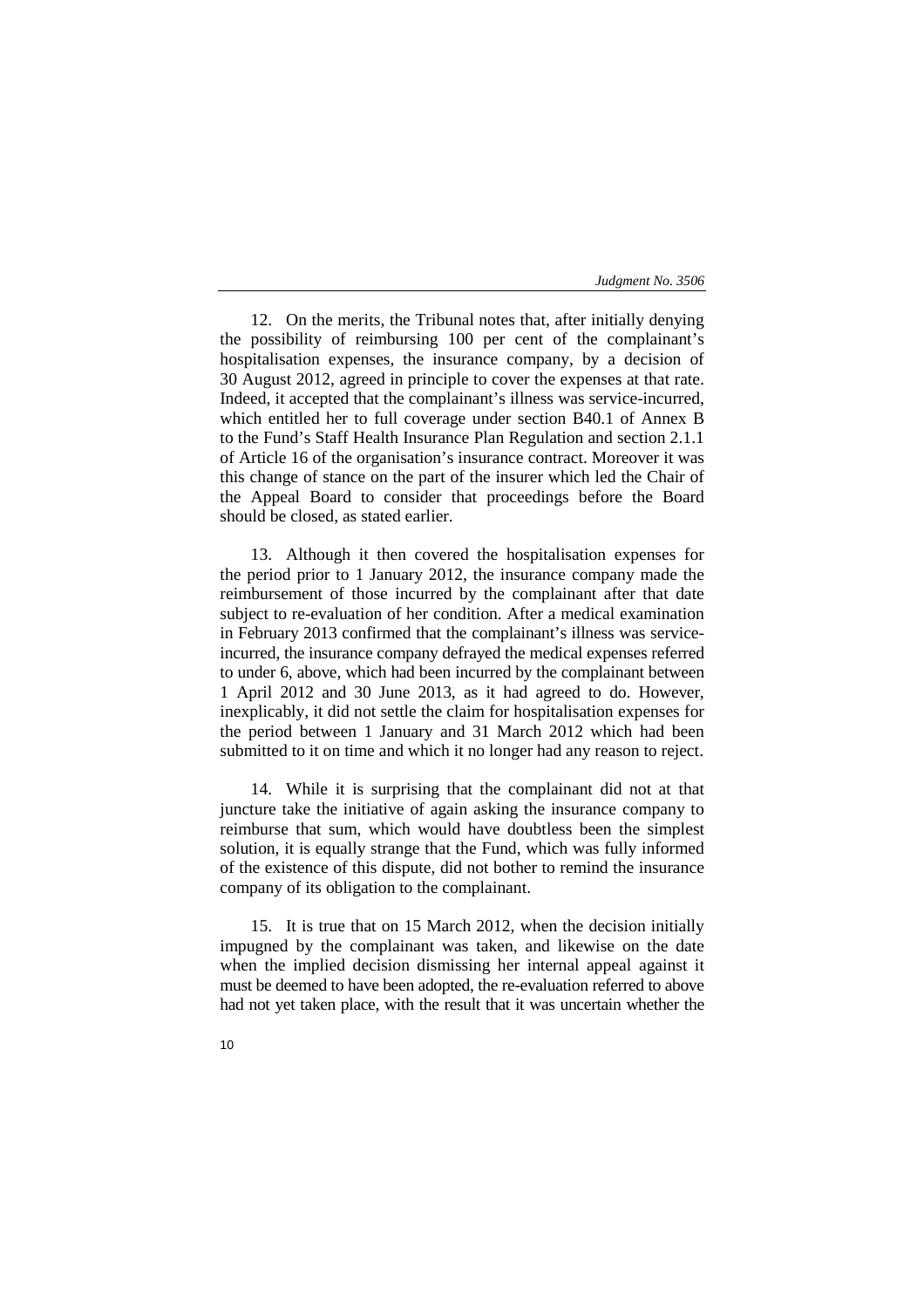12. On the merits, the Tribunal notes that, after initially denying the possibility of reimbursing 100 per cent of the complainant's hospitalisation expenses, the insurance company, by a decision of 30 August 2012, agreed in principle to cover the expenses at that rate. Indeed, it accepted that the complainant's illness was service-incurred, which entitled her to full coverage under section B40.1 of Annex B to the Fund's Staff Health Insurance Plan Regulation and section 2.1.1 of Article 16 of the organisation's insurance contract. Moreover it was this change of stance on the part of the insurer which led the Chair of the Appeal Board to consider that proceedings before the Board should be closed, as stated earlier.

13. Although it then covered the hospitalisation expenses for the period prior to 1 January 2012, the insurance company made the reimbursement of those incurred by the complainant after that date subject to re-evaluation of her condition. After a medical examination in February 2013 confirmed that the complainant's illness was service-incurred, the insurance company defrayed the medical expenses referred to under 6, above, which had been incurred by the complainant between 1 April 2012 and 30 June 2013, as it had agreed to do. However, inexplicably, it did not settle the claim for hospitalisation expenses for the period between 1 January and 31 March 2012 which had been submitted to it on time and which it no longer had any reason to reject.

14. While it is surprising that the complainant did not at that juncture take the initiative of again asking the insurance company to reimburse that sum, which would have doubtless been the simplest solution, it is equally strange that the Fund, which was fully informed of the existence of this dispute, did not bother to remind the insurance company of its obligation to the complainant.

15. It is true that on 15 March 2012, when the decision initially impugned by the complainant was taken, and likewise on the date when the implied decision dismissing her internal appeal against it must be deemed to have been adopted, the re-evaluation referred to above had not yet taken place, with the result that it was uncertain whether the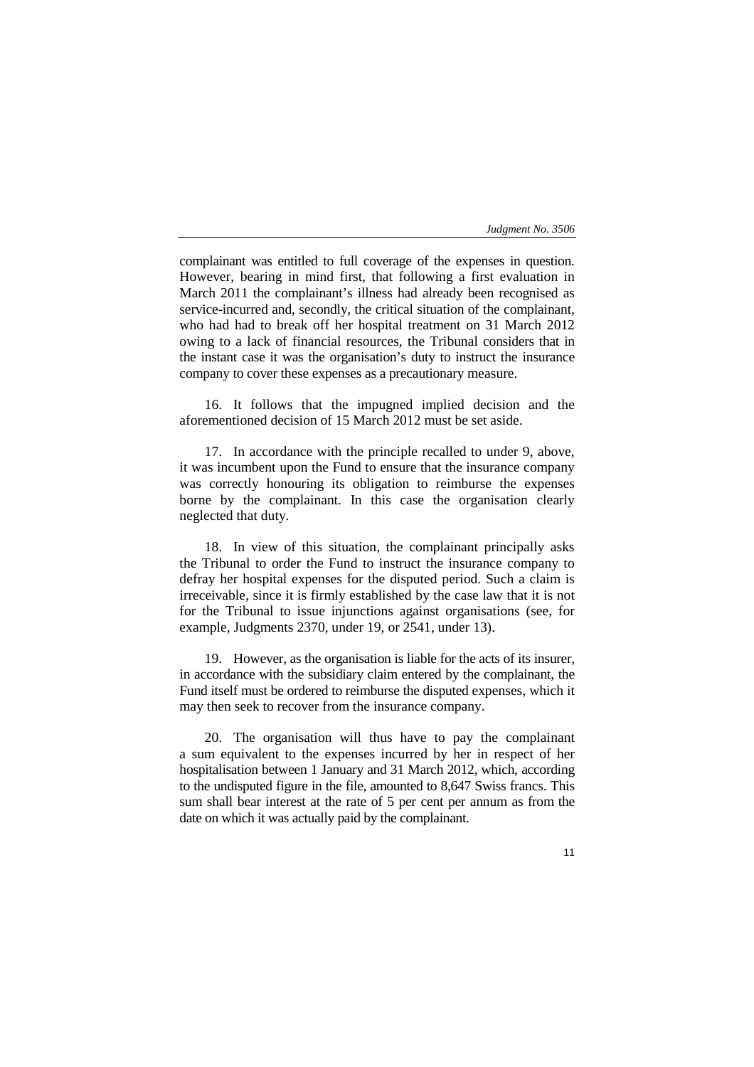complainant was entitled to full coverage of the expenses in question. However, bearing in mind first, that following a first evaluation in March 2011 the complainant's illness had already been recognised as service-incurred and, secondly, the critical situation of the complainant, who had had to break off her hospital treatment on 31 March 2012 owing to a lack of financial resources, the Tribunal considers that in the instant case it was the organisation's duty to instruct the insurance company to cover these expenses as a precautionary measure.

16. It follows that the impugned implied decision and the aforementioned decision of 15 March 2012 must be set aside.

17. In accordance with the principle recalled to under 9, above, it was incumbent upon the Fund to ensure that the insurance company was correctly honouring its obligation to reimburse the expenses borne by the complainant. In this case the organisation clearly neglected that duty.

18. In view of this situation, the complainant principally asks the Tribunal to order the Fund to instruct the insurance company to defray her hospital expenses for the disputed period. Such a claim is irreceivable, since it is firmly established by the case law that it is not for the Tribunal to issue injunctions against organisations (see, for example, Judgments 2370, under 19, or 2541, under 13).

19. However, as the organisation is liable for the acts of its insurer, in accordance with the subsidiary claim entered by the complainant, the Fund itself must be ordered to reimburse the disputed expenses, which it may then seek to recover from the insurance company.

20. The organisation will thus have to pay the complainant a sum equivalent to the expenses incurred by her in respect of her hospitalisation between 1 January and 31 March 2012, which, according to the undisputed figure in the file, amounted to 8,647 Swiss francs. This sum shall bear interest at the rate of 5 per cent per annum as from the date on which it was actually paid by the complainant.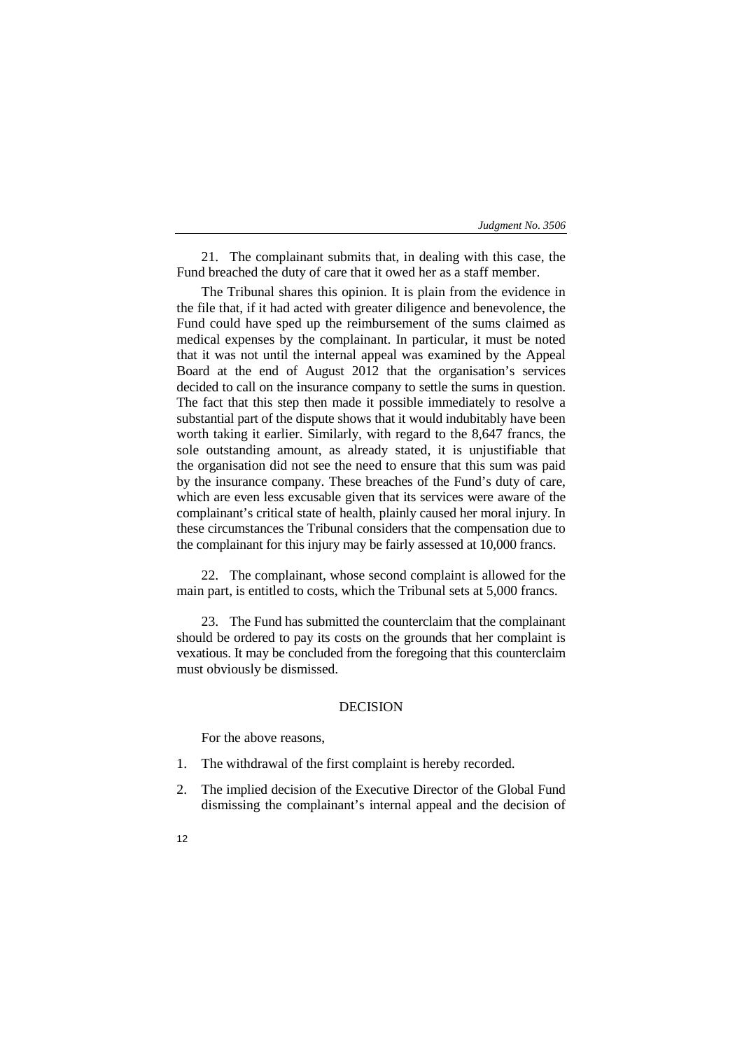21. The complainant submits that, in dealing with this case, the Fund breached the duty of care that it owed her as a staff member.

The Tribunal shares this opinion. It is plain from the evidence in the file that, if it had acted with greater diligence and benevolence, the Fund could have sped up the reimbursement of the sums claimed as medical expenses by the complainant. In particular, it must be noted that it was not until the internal appeal was examined by the Appeal Board at the end of August 2012 that the organisation's services decided to call on the insurance company to settle the sums in question. The fact that this step then made it possible immediately to resolve a substantial part of the dispute shows that it would indubitably have been worth taking it earlier. Similarly, with regard to the 8,647 francs, the sole outstanding amount, as already stated, it is unjustifiable that the organisation did not see the need to ensure that this sum was paid by the insurance company. These breaches of the Fund's duty of care, which are even less excusable given that its services were aware of the complainant's critical state of health, plainly caused her moral injury. In these circumstances the Tribunal considers that the compensation due to the complainant for this injury may be fairly assessed at 10,000 francs.

22. The complainant, whose second complaint is allowed for the main part, is entitled to costs, which the Tribunal sets at 5,000 francs.

23. The Fund has submitted the counterclaim that the complainant should be ordered to pay its costs on the grounds that her complaint is vexatious. It may be concluded from the foregoing that this counterclaim must obviously be dismissed.

## DECISION

For the above reasons,

1. The withdrawal of the first complaint is hereby recorded.
2. The implied decision of the Executive Director of the Global Fund dismissing the complainant's internal appeal and the decision of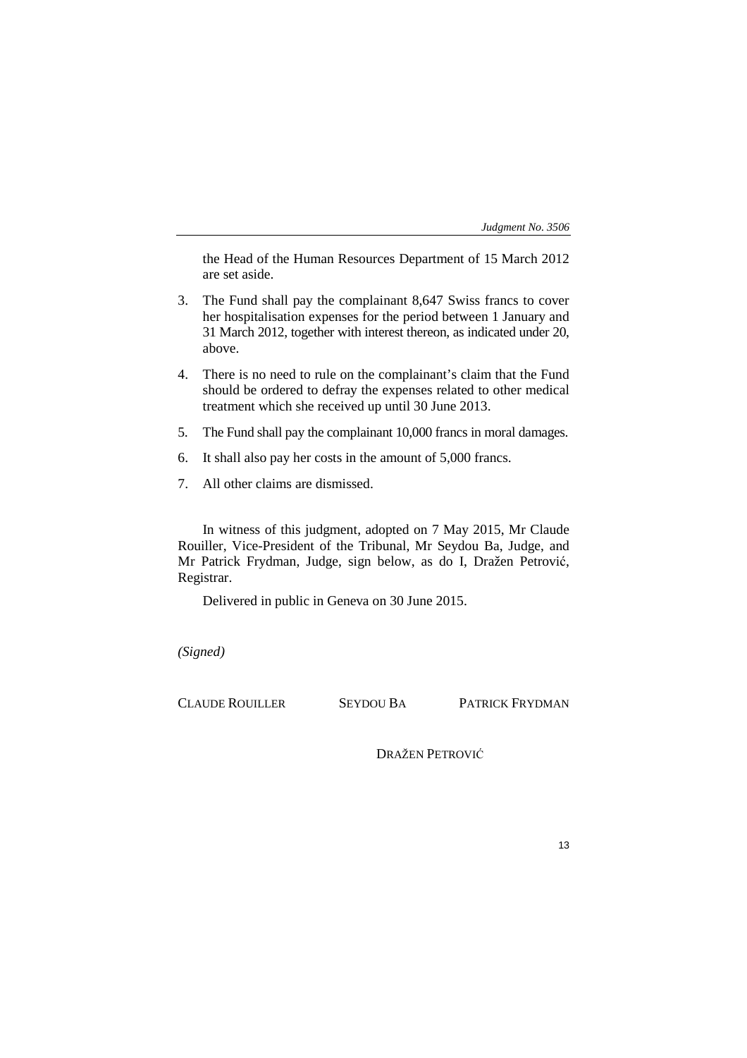the Head of the Human Resources Department of 15 March 2012 are set aside.

3. The Fund shall pay the complainant 8,647 Swiss francs to cover her hospitalisation expenses for the period between 1 January and 31 March 2012, together with interest thereon, as indicated under 20, above.

4. There is no need to rule on the complainant's claim that the Fund should be ordered to defray the expenses related to other medical treatment which she received up until 30 June 2013.

5. The Fund shall pay the complainant 10,000 francs in moral damages.

6. It shall also pay her costs in the amount of 5,000 francs.

7. All other claims are dismissed.

In witness of this judgment, adopted on 7 May 2015, Mr Claude Rouiller, Vice-President of the Tribunal, Mr Seydou Ba, Judge, and Mr Patrick Frydman, Judge, sign below, as do I, Dražen Petrović, Registrar.

Delivered in public in Geneva on 30 June 2015.

*(Signed)*

CLAUDE ROUILLER SEYDOU BA PATRICK FRYDMAN

DRAŽEN PETROVIĆ